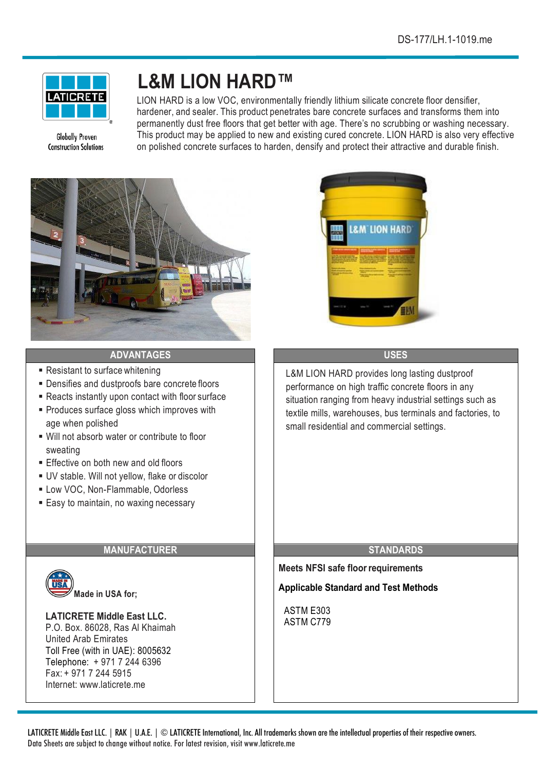DS-177/LH.1-1019.me

Globally Proven Construction Solutions

# L&M LION HARD™

LION HARD is a low VOC, environmentally friendly lithium silicate concrete floor densifier, hardener, and sealer. This product penetrates bare concrete surfaces and transforms them into permanently dust free floors that get better with age. There's no scrubbing or washing necessary. This product may be applied to new and existing cured concrete. LION HARD is also very effective on polished concrete surfaces to harden, densify and protect their attractive and durable finish.

## ADVANTAGES

- Resistant to surface whitening
- Densifies and dustproofs bare concrete floors
- Reacts instantly upon contact with floor surface
- Produces surface gloss which improves with age when polished
- Will not absorb water or contribute to floor sweating
- Effective on both new and old floors
- UV stable. Will not yellow, flake or discolor
- Low VOC, Non-Flammable, Odorless
- Easy to maintain, no waxing necessary

## USES

L&M LION HARD provides long lasting dustproof performance on high traffic concrete floors in any situation ranging from heavy industrial settings such as textile mills, warehouses, bus terminals and factories, to small residential and commercial settings.

## MANUFACTURER

**Made in USA for;**

**LATICRETE Middle East LLC.**
P.O. Box. 86028, Ras Al Khaimah
United Arab Emirates
Toll Free (with in UAE): 8005632
Telephone: + 971 7 244 6396
Fax: + 971 7 244 5915
Internet: www.laticrete.me

## STANDARDS

**Meets NFSI safe floor requirements**

**Applicable Standard and Test Methods**

ASTM E303
ASTM C779

LATICRETE Middle East LLC. | RAK | U.A.E. | © LATICRETE International, Inc. All trademarks shown are the intellectual properties of their respective owners.
Data Sheets are subject to change without notice. For latest revision, visit www.laticrete.me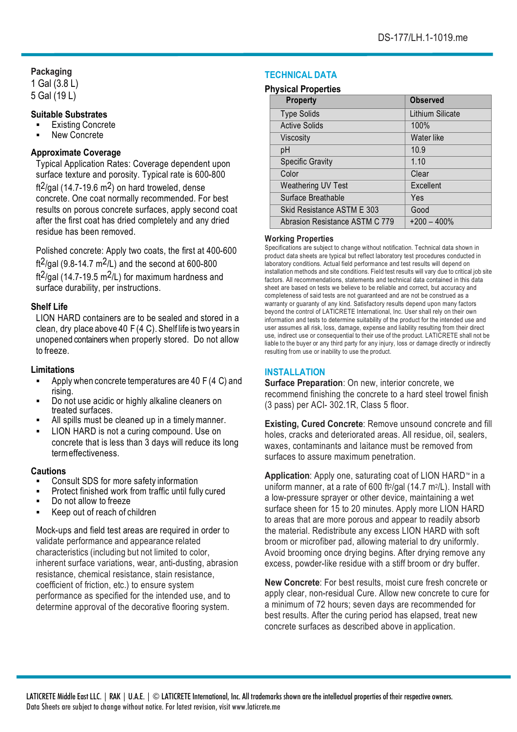### Packaging

1 Gal (3.8 L)
5 Gal (19 L)

### Suitable Substrates

- Existing Concrete
- New Concrete

### Approximate Coverage

Typical Application Rates: Coverage dependent upon surface texture and porosity. Typical rate is 600-800 $ft^2$/gal (14.7-19.6 $m^2$) on hard troweled, dense concrete. One coat normally recommended. For best results on porous concrete surfaces, apply second coat after the first coat has dried completely and any dried residue has been removed.

Polished concrete: Apply two coats, the first at 400-600 $ft^2$/gal (9.8-14.7 $m^2$/L) and the second at 600-800 $ft^2$/gal (14.7-19.5 $m^2$/L) for maximum hardness and surface durability, per instructions.

### Shelf Life

LION HARD containers are to be sealed and stored in a clean, dry place above 40 F (4 C). Shelf life is two years in unopened containers when properly stored. Do not allow to freeze.

### Limitations

- Apply when concrete temperatures are 40 F (4 C) and rising.
- Do not use acidic or highly alkaline cleaners on treated surfaces.
- All spills must be cleaned up in a timely manner.
- LION HARD is not a curing compound. Use on concrete that is less than 3 days will reduce its long term effectiveness.

### Cautions

- Consult SDS for more safety information
- Protect finished work from traffic until fully cured
- Do not allow to freeze
- Keep out of reach of children

Mock-ups and field test areas are required in order to validate performance and appearance related characteristics (including but not limited to color, inherent surface variations, wear, anti-dusting, abrasion resistance, chemical resistance, stain resistance, coefficient of friction, etc.) to ensure system performance as specified for the intended use, and to determine approval of the decorative flooring system.

## TECHNICAL DATA

### Physical Properties

| Property | Observed |
|---|---|
| Type Solids | Lithium Silicate |
| Active Solids | 100% |
| Viscosity | Water like |
| pH | 10.9 |
| Specific Gravity | 1.10 |
| Color | Clear |
| Weathering UV Test | Excellent |
| Surface Breathable | Yes |
| Skid Resistance ASTM E 303 | Good |
| Abrasion Resistance ASTM C 779 | +200 – 400% |

### Working Properties

Specifications are subject to change without notification. Technical data shown in product data sheets are typical but reflect laboratory test procedures conducted in laboratory conditions. Actual field performance and test results will depend on installation methods and site conditions. Field test results will vary due to critical job site factors. All recommendations, statements and technical data contained in this data sheet are based on tests we believe to be reliable and correct, but accuracy and completeness of said tests are not guaranteed and are not be construed as a warranty or guaranty of any kind. Satisfactory results depend upon many factors beyond the control of LATICRETE International, Inc. User shall rely on their own information and tests to determine suitability of the product for the intended use and user assumes all risk, loss, damage, expense and liability resulting from their direct use, indirect use or consequential to their use of the product. LATICRETE shall not be liable to the buyer or any third party for any injury, loss or damage directly or indirectly resulting from use or inability to use the product.

## INSTALLATION

**Surface Preparation**: On new, interior concrete, we recommend finishing the concrete to a hard steel trowel finish (3 pass) per ACI- 302.1R, Class 5 floor.

**Existing, Cured Concrete**: Remove unsound concrete and fill holes, cracks and deteriorated areas. All residue, oil, sealers, waxes, contaminants and laitance must be removed from surfaces to assure maximum penetration.

**Application**: Apply one, saturating coat of LION HARD™ in a uniform manner, at a rate of 600 $ft^2$/gal (14.7 $m^2$/L). Install with a low-pressure sprayer or other device, maintaining a wet surface sheen for 15 to 20 minutes. Apply more LION HARD to areas that are more porous and appear to readily absorb the material. Redistribute any excess LION HARD with soft broom or microfiber pad, allowing material to dry uniformly. Avoid brooming once drying begins. After drying remove any excess, powder-like residue with a stiff broom or dry buffer.

**New Concrete**: For best results, moist cure fresh concrete or apply clear, non-residual Cure. Allow new concrete to cure for a minimum of 72 hours; seven days are recommended for best results. After the curing period has elapsed, treat new concrete surfaces as described above in application.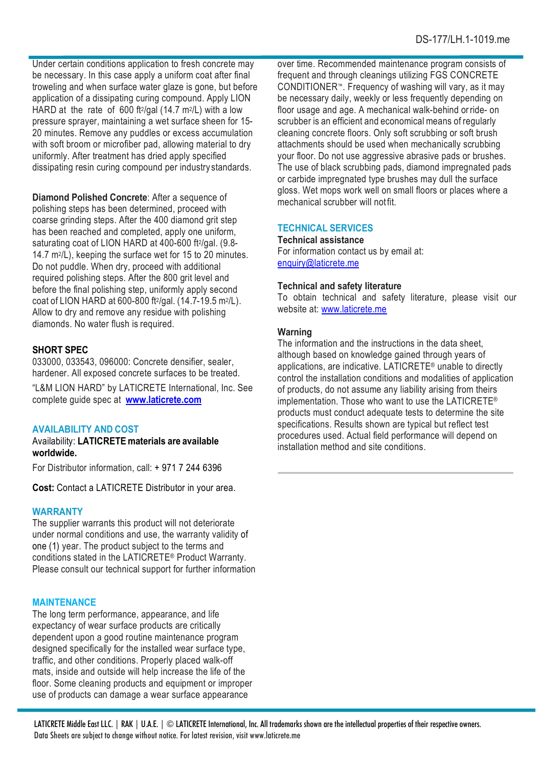Under certain conditions application to fresh concrete may be necessary. In this case apply a uniform coat after final troweling and when surface water glaze is gone, but before application of a dissipating curing compound. Apply LION HARD at the rate of 600 $ft^2$/gal (14.7 $m^2$/L) with a low pressure sprayer, maintaining a wet surface sheen for 15-20 minutes. Remove any puddles or excess accumulation with soft broom or microfiber pad, allowing material to dry uniformly. After treatment has dried apply specified dissipating resin curing compound per industry standards.

**Diamond Polished Concrete**: After a sequence of polishing steps has been determined, proceed with coarse grinding steps. After the 400 diamond grit step has been reached and completed, apply one uniform, saturating coat of LION HARD at 400-600 $ft^2$/gal. (9.8-14.7 $m^2$/L), keeping the surface wet for 15 to 20 minutes. Do not puddle. When dry, proceed with additional required polishing steps. After the 800 grit level and before the final polishing step, uniformly apply second coat of LION HARD at 600-800 $ft^2$/gal. (14.7-19.5 $m^2$/L). Allow to dry and remove any residue with polishing diamonds. No water flush is required.

**SHORT SPEC**

033000, 033543, 096000: Concrete densifier, sealer, hardener. All exposed concrete surfaces to be treated.

"L&M LION HARD" by LATICRETE International, Inc. See complete guide spec at **www.laticrete.com**

## AVAILABILITY AND COST

Availability: **LATICRETE materials are available worldwide.**

For Distributor information, call: + 971 7 244 6396

**Cost:** Contact a LATICRETE Distributor in your area.

## WARRANTY

The supplier warrants this product will not deteriorate under normal conditions and use, the warranty validity of one (1) year. The product subject to the terms and conditions stated in the LATICRETE® Product Warranty. Please consult our technical support for further information

## MAINTENANCE

The long term performance, appearance, and life expectancy of wear surface products are critically dependent upon a good routine maintenance program designed specifically for the installed wear surface type, traffic, and other conditions. Properly placed walk-off mats, inside and outside will help increase the life of the floor. Some cleaning products and equipment or improper use of products can damage a wear surface appearance over time. Recommended maintenance program consists of frequent and through cleanings utilizing FGS CONCRETE CONDITIONER™. Frequency of washing will vary, as it may be necessary daily, weekly or less frequently depending on floor usage and age. A mechanical walk-behind or ride- on scrubber is an efficient and economical means of regularly cleaning concrete floors. Only soft scrubbing or soft brush attachments should be used when mechanically scrubbing your floor. Do not use aggressive abrasive pads or brushes. The use of black scrubbing pads, diamond impregnated pads or carbide impregnated type brushes may dull the surface gloss. Wet mops work well on small floors or places where a mechanical scrubber will not fit.

## TECHNICAL SERVICES

**Technical assistance**

For information contact us by email at:
enquiry@laticrete.me

**Technical and safety literature**

To obtain technical and safety literature, please visit our website at: www.laticrete.me

**Warning**

The information and the instructions in the data sheet, although based on knowledge gained through years of applications, are indicative. LATICRETE® unable to directly control the installation conditions and modalities of application of products, do not assume any liability arising from theirs implementation. Those who want to use the LATICRETE® products must conduct adequate tests to determine the site specifications. Results shown are typical but reflect test procedures used. Actual field performance will depend on installation method and site conditions.